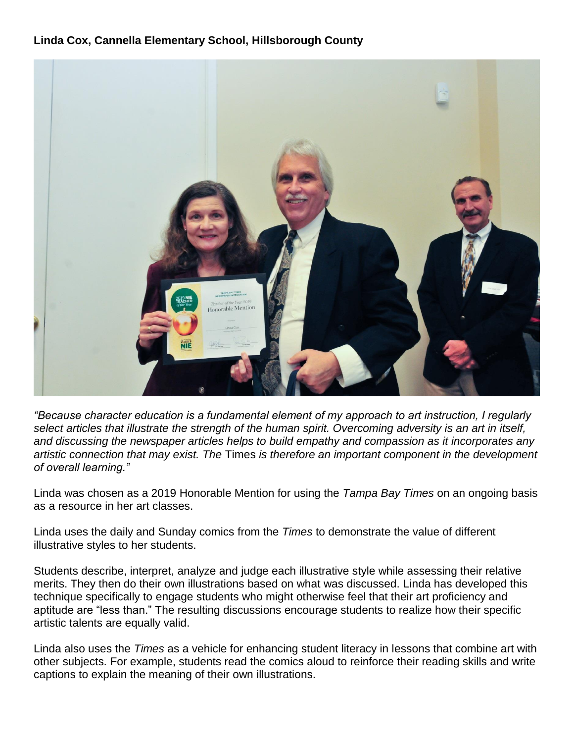**Linda Cox, Cannella Elementary School, Hillsborough County**

*"Because character education is a fundamental element of my approach to art instruction, I regularly select articles that illustrate the strength of the human spirit. Overcoming adversity is an art in itself, and discussing the newspaper articles helps to build empathy and compassion as it incorporates any artistic connection that may exist. The* Times *is therefore an important component in the development of overall learning."*

Linda was chosen as a 2019 Honorable Mention for using the *Tampa Bay Times* on an ongoing basis as a resource in her art classes.

Linda uses the daily and Sunday comics from the *Times* to demonstrate the value of different illustrative styles to her students.

Students describe, interpret, analyze and judge each illustrative style while assessing their relative merits. They then do their own illustrations based on what was discussed. Linda has developed this technique specifically to engage students who might otherwise feel that their art proficiency and aptitude are "less than." The resulting discussions encourage students to realize how their specific artistic talents are equally valid.

Linda also uses the *Times* as a vehicle for enhancing student literacy in lessons that combine art with other subjects. For example, students read the comics aloud to reinforce their reading skills and write captions to explain the meaning of their own illustrations.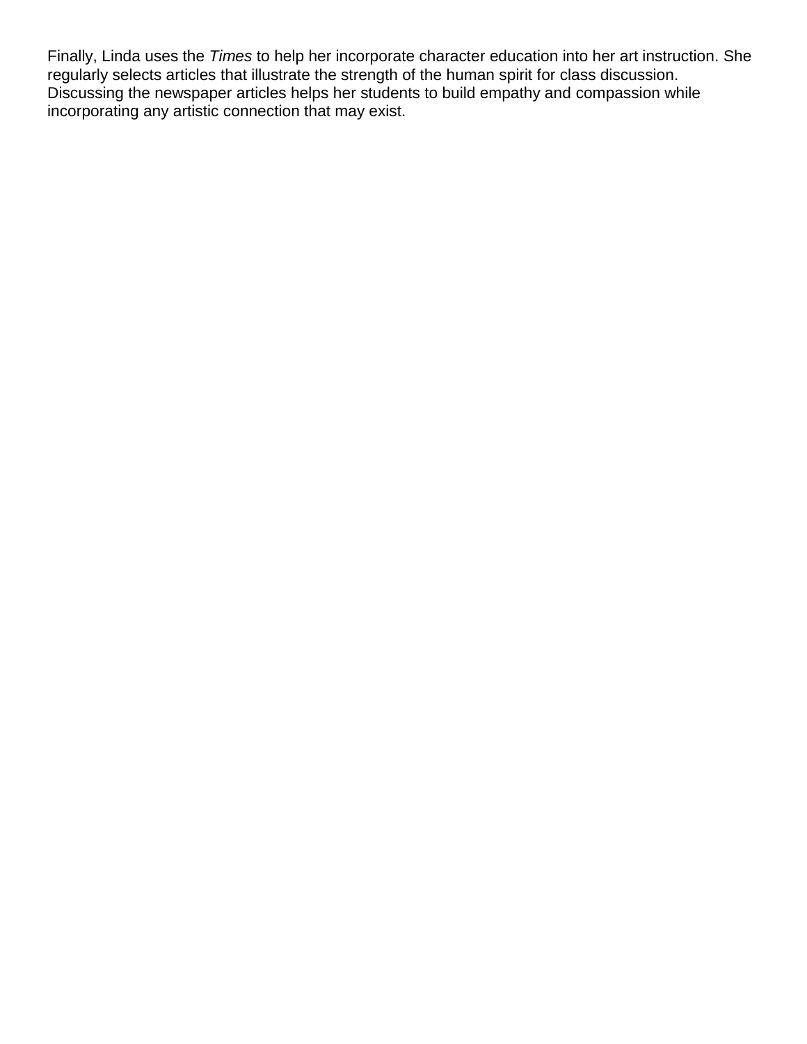Finally, Linda uses the *Times* to help her incorporate character education into her art instruction. She regularly selects articles that illustrate the strength of the human spirit for class discussion. Discussing the newspaper articles helps her students to build empathy and compassion while incorporating any artistic connection that may exist.